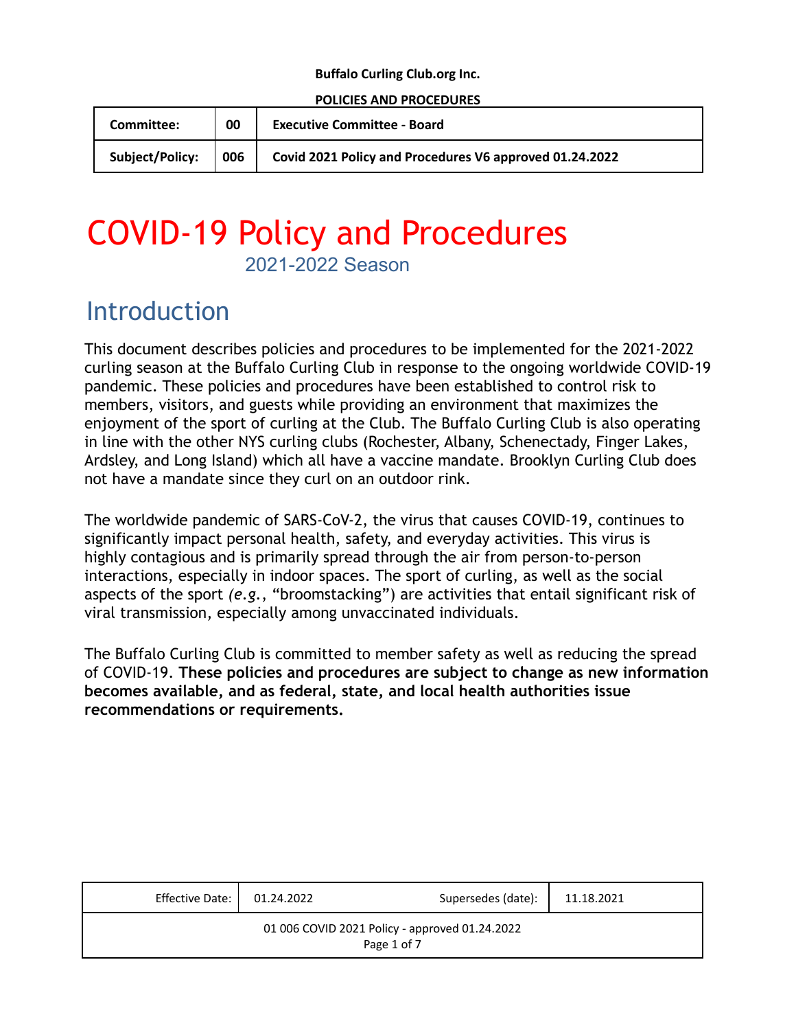**Buffalo Curling Club.org Inc.**

**POLICIES AND PROCEDURES**

| Committee: | 00 | Executive Committee - Board |
|---|---|---|
| Subject/Policy: | 006 | Covid 2021 Policy and Procedures V6 approved 01.24.2022 |

# COVID-19 Policy and Procedures

2021-2022 Season

## Introduction

This document describes policies and procedures to be implemented for the 2021-2022 curling season at the Buffalo Curling Club in response to the ongoing worldwide COVID-19 pandemic. These policies and procedures have been established to control risk to members, visitors, and guests while providing an environment that maximizes the enjoyment of the sport of curling at the Club. The Buffalo Curling Club is also operating in line with the other NYS curling clubs (Rochester, Albany, Schenectady, Finger Lakes, Ardsley, and Long Island) which all have a vaccine mandate. Brooklyn Curling Club does not have a mandate since they curl on an outdoor rink.

The worldwide pandemic of SARS-CoV-2, the virus that causes COVID-19, continues to significantly impact personal health, safety, and everyday activities. This virus is highly contagious and is primarily spread through the air from person-to-person interactions, especially in indoor spaces. The sport of curling, as well as the social aspects of the sport *(e.g.*, "broomstacking") are activities that entail significant risk of viral transmission, especially among unvaccinated individuals.

The Buffalo Curling Club is committed to member safety as well as reducing the spread of COVID-19. **These policies and procedures are subject to change as new information becomes available, and as federal, state, and local health authorities issue recommendations or requirements.**

| Effective Date: | 01.24.2022 | Supersedes (date): | 11.18.2021 |
|---|---|---|---|
| 01 006 COVID 2021 Policy - approved 01.24.2022 | | | |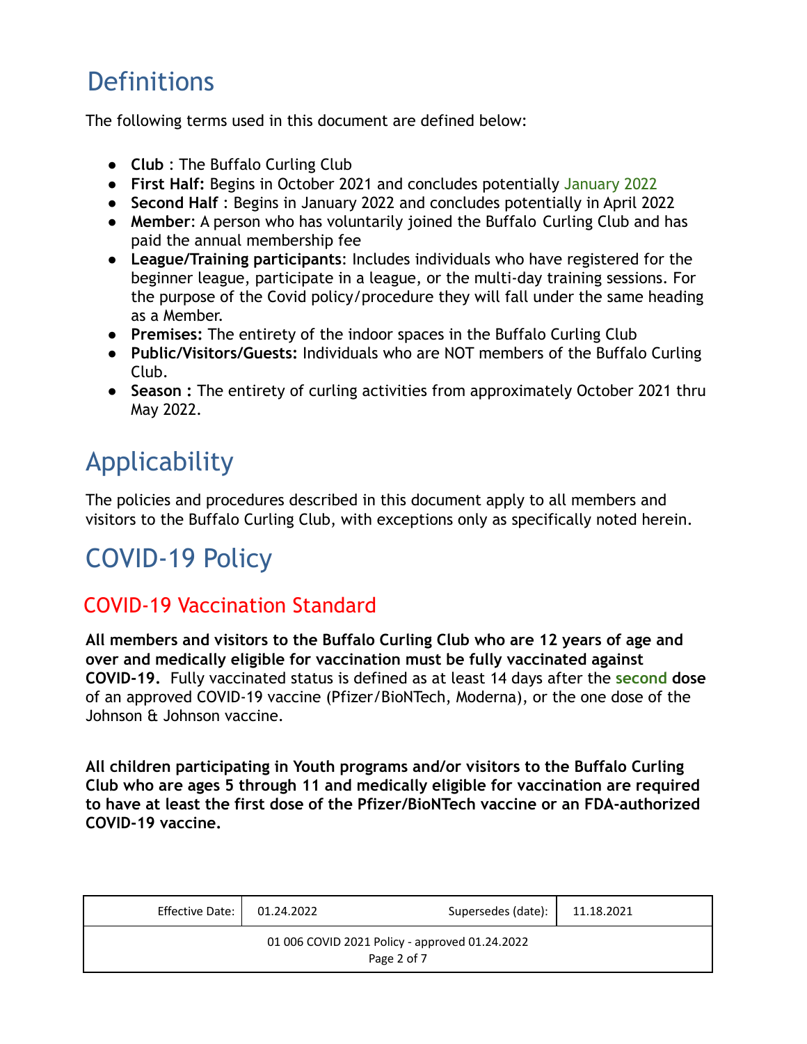# Definitions

The following terms used in this document are defined below:

- **Club** : The Buffalo Curling Club
- **First Half:** Begins in October 2021 and concludes potentially January 2022
- **Second Half** : Begins in January 2022 and concludes potentially in April 2022
- **Member**: A person who has voluntarily joined the Buffalo Curling Club and has paid the annual membership fee
- **League/Training participants**: Includes individuals who have registered for the beginner league, participate in a league, or the multi-day training sessions. For the purpose of the Covid policy/procedure they will fall under the same heading as a Member.
- **Premises:** The entirety of the indoor spaces in the Buffalo Curling Club
- **Public/Visitors/Guests:** Individuals who are NOT members of the Buffalo Curling Club.
- **Season :** The entirety of curling activities from approximately October 2021 thru May 2022.

# Applicability

The policies and procedures described in this document apply to all members and visitors to the Buffalo Curling Club, with exceptions only as specifically noted herein.

# COVID-19 Policy

## COVID-19 Vaccination Standard

**All members and visitors to the Buffalo Curling Club who are 12 years of age and over and medically eligible for vaccination must be fully vaccinated against COVID-19.** Fully vaccinated status is defined as at least 14 days after the **second dose** of an approved COVID-19 vaccine (Pfizer/BioNTech, Moderna), or the one dose of the Johnson & Johnson vaccine.

**All children participating in Youth programs and/or visitors to the Buffalo Curling Club who are ages 5 through 11 and medically eligible for vaccination are required to have at least the first dose of the Pfizer/BioNTech vaccine or an FDA-authorized COVID-19 vaccine.**

| Effective Date: | 01.24.2022 | Supersedes (date): | 11.18.2021 |
|---|---|---|---|
| 01 006 COVID 2021 Policy - approved 01.24.2022 | | | |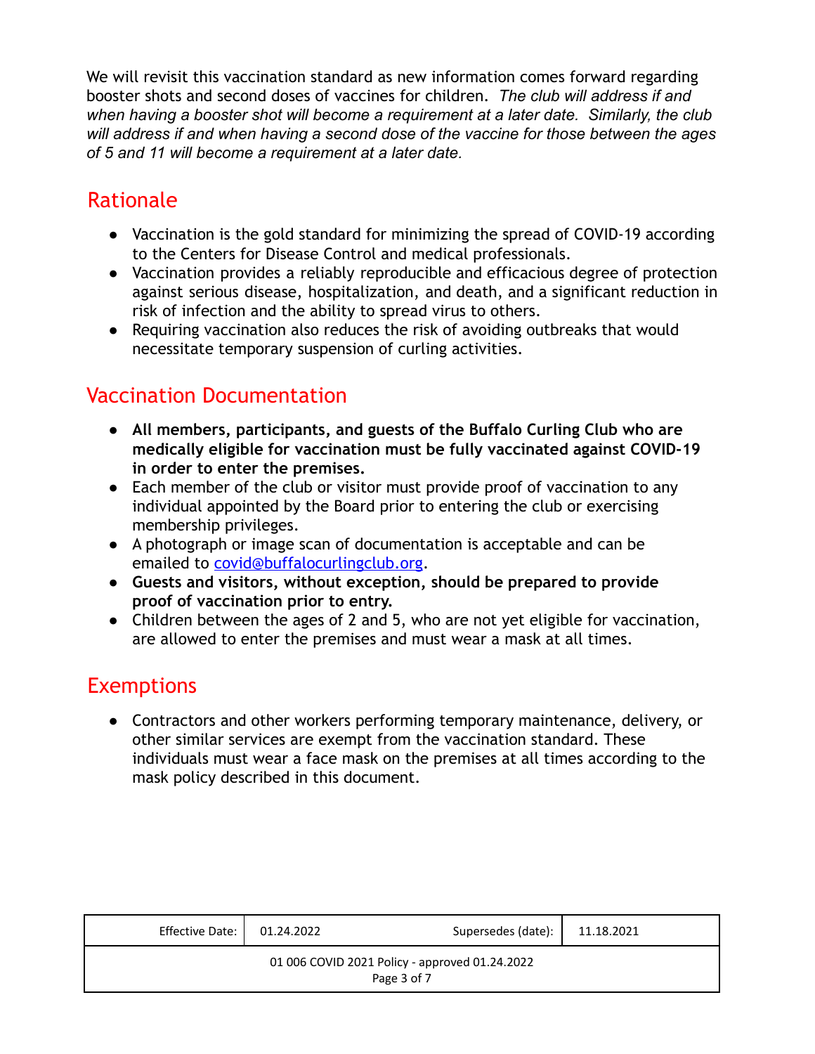We will revisit this vaccination standard as new information comes forward regarding booster shots and second doses of vaccines for children. *The club will address if and when having a booster shot will become a requirement at a later date. Similarly, the club will address if and when having a second dose of the vaccine for those between the ages of 5 and 11 will become a requirement at a later date.*

## Rationale

- Vaccination is the gold standard for minimizing the spread of COVID-19 according to the Centers for Disease Control and medical professionals.
- Vaccination provides a reliably reproducible and efficacious degree of protection against serious disease, hospitalization, and death, and a significant reduction in risk of infection and the ability to spread virus to others.
- Requiring vaccination also reduces the risk of avoiding outbreaks that would necessitate temporary suspension of curling activities.

## Vaccination Documentation

- **All members, participants, and guests of the Buffalo Curling Club who are medically eligible for vaccination must be fully vaccinated against COVID-19 in order to enter the premises.**
- Each member of the club or visitor must provide proof of vaccination to any individual appointed by the Board prior to entering the club or exercising membership privileges.
- A photograph or image scan of documentation is acceptable and can be emailed to covid@buffalocurlingclub.org.
- **Guests and visitors, without exception, should be prepared to provide proof of vaccination prior to entry.**
- Children between the ages of 2 and 5, who are not yet eligible for vaccination, are allowed to enter the premises and must wear a mask at all times.

## Exemptions

- Contractors and other workers performing temporary maintenance, delivery, or other similar services are exempt from the vaccination standard. These individuals must wear a face mask on the premises at all times according to the mask policy described in this document.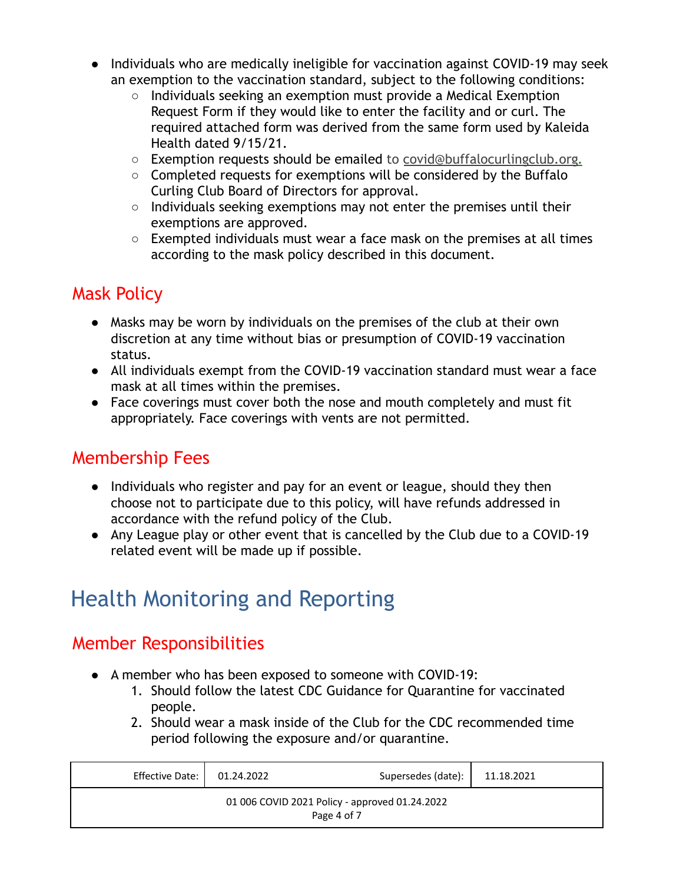- Individuals who are medically ineligible for vaccination against COVID-19 may seek an exemption to the vaccination standard, subject to the following conditions:
  - Individuals seeking an exemption must provide a Medical Exemption Request Form if they would like to enter the facility and or curl. The required attached form was derived from the same form used by Kaleida Health dated 9/15/21.
  - Exemption requests should be emailed to covid@buffalocurlingclub.org.
  - Completed requests for exemptions will be considered by the Buffalo Curling Club Board of Directors for approval.
  - Individuals seeking exemptions may not enter the premises until their exemptions are approved.
  - Exempted individuals must wear a face mask on the premises at all times according to the mask policy described in this document.

## Mask Policy

- Masks may be worn by individuals on the premises of the club at their own discretion at any time without bias or presumption of COVID-19 vaccination status.
- All individuals exempt from the COVID-19 vaccination standard must wear a face mask at all times within the premises.
- Face coverings must cover both the nose and mouth completely and must fit appropriately. Face coverings with vents are not permitted.

## Membership Fees

- Individuals who register and pay for an event or league, should they then choose not to participate due to this policy, will have refunds addressed in accordance with the refund policy of the Club.
- Any League play or other event that is cancelled by the Club due to a COVID-19 related event will be made up if possible.

# Health Monitoring and Reporting

## Member Responsibilities

- A member who has been exposed to someone with COVID-19:
  1. Should follow the latest CDC Guidance for Quarantine for vaccinated people.
  2. Should wear a mask inside of the Club for the CDC recommended time period following the exposure and/or quarantine.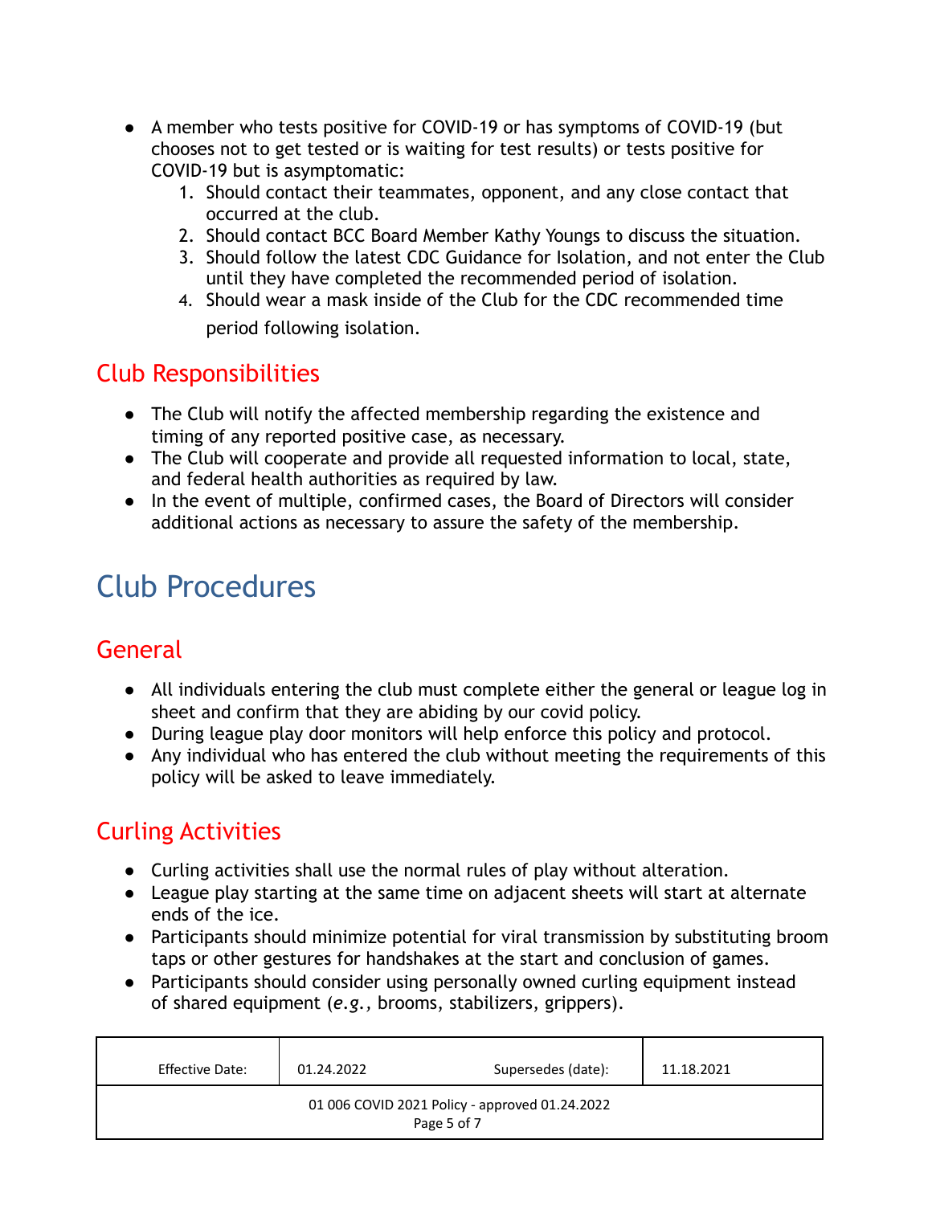- A member who tests positive for COVID-19 or has symptoms of COVID-19 (but chooses not to get tested or is waiting for test results) or tests positive for COVID-19 but is asymptomatic:
    1. Should contact their teammates, opponent, and any close contact that occurred at the club.
    2. Should contact BCC Board Member Kathy Youngs to discuss the situation.
    3. Should follow the latest CDC Guidance for Isolation, and not enter the Club until they have completed the recommended period of isolation.
    4. Should wear a mask inside of the Club for the CDC recommended time period following isolation.

## Club Responsibilities

- The Club will notify the affected membership regarding the existence and timing of any reported positive case, as necessary.
- The Club will cooperate and provide all requested information to local, state, and federal health authorities as required by law.
- In the event of multiple, confirmed cases, the Board of Directors will consider additional actions as necessary to assure the safety of the membership.

# Club Procedures

## General

- All individuals entering the club must complete either the general or league log in sheet and confirm that they are abiding by our covid policy.
- During league play door monitors will help enforce this policy and protocol.
- Any individual who has entered the club without meeting the requirements of this policy will be asked to leave immediately.

## Curling Activities

- Curling activities shall use the normal rules of play without alteration.
- League play starting at the same time on adjacent sheets will start at alternate ends of the ice.
- Participants should minimize potential for viral transmission by substituting broom taps or other gestures for handshakes at the start and conclusion of games.
- Participants should consider using personally owned curling equipment instead of shared equipment (*e.g.,* brooms, stabilizers, grippers).

| Effective Date: | 01.24.2022 | Supersedes (date): | 11.18.2021 |
|---|---|---|---|
| 01 006 COVID 2021 Policy - approved 01.24.2022 | | | |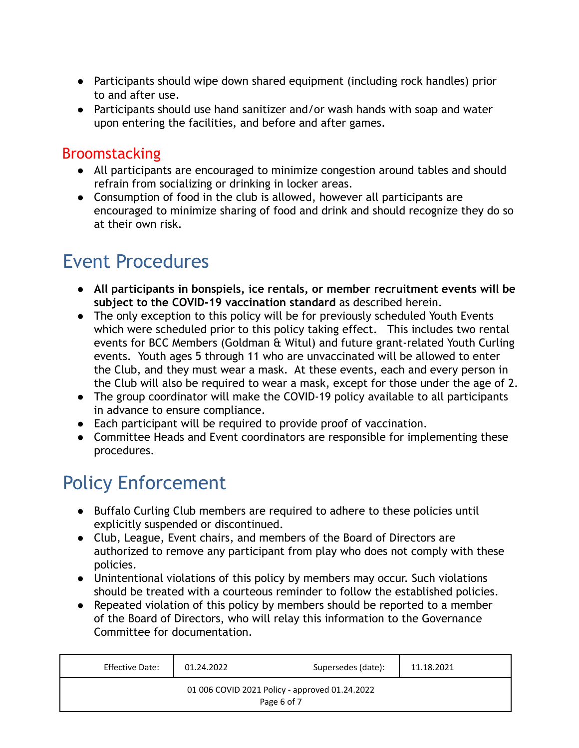- Participants should wipe down shared equipment (including rock handles) prior to and after use.
- Participants should use hand sanitizer and/or wash hands with soap and water upon entering the facilities, and before and after games.

### Broomstacking

- All participants are encouraged to minimize congestion around tables and should refrain from socializing or drinking in locker areas.
- Consumption of food in the club is allowed, however all participants are encouraged to minimize sharing of food and drink and should recognize they do so at their own risk.

## Event Procedures

- **All participants in bonspiels, ice rentals, or member recruitment events will be subject to the COVID-19 vaccination standard** as described herein.
- The only exception to this policy will be for previously scheduled Youth Events which were scheduled prior to this policy taking effect. This includes two rental events for BCC Members (Goldman & Witul) and future grant-related Youth Curling events. Youth ages 5 through 11 who are unvaccinated will be allowed to enter the Club, and they must wear a mask. At these events, each and every person in the Club will also be required to wear a mask, except for those under the age of 2.
- The group coordinator will make the COVID-19 policy available to all participants in advance to ensure compliance.
- Each participant will be required to provide proof of vaccination.
- Committee Heads and Event coordinators are responsible for implementing these procedures.

## Policy Enforcement

- Buffalo Curling Club members are required to adhere to these policies until explicitly suspended or discontinued.
- Club, League, Event chairs, and members of the Board of Directors are authorized to remove any participant from play who does not comply with these policies.
- Unintentional violations of this policy by members may occur. Such violations should be treated with a courteous reminder to follow the established policies.
- Repeated violation of this policy by members should be reported to a member of the Board of Directors, who will relay this information to the Governance Committee for documentation.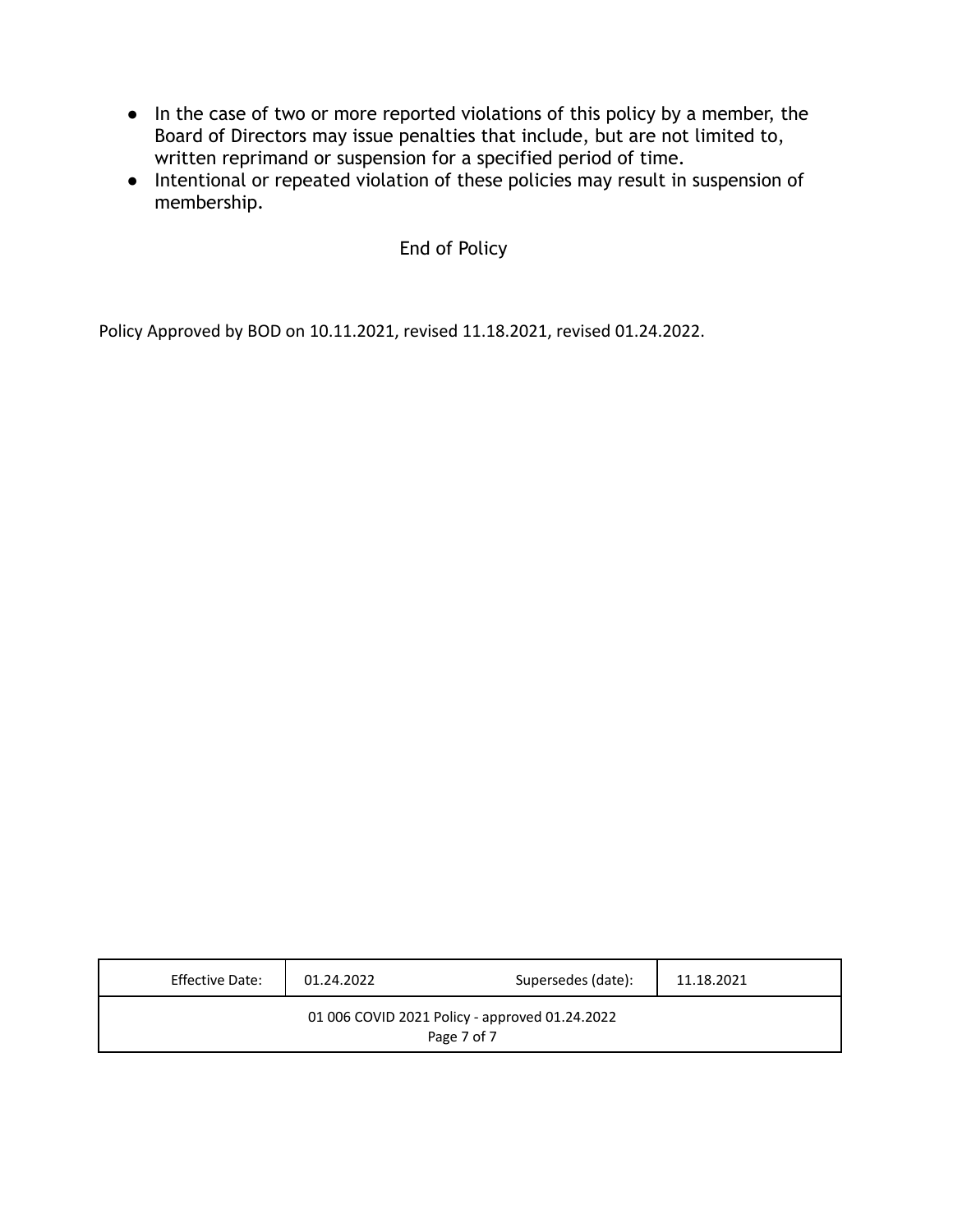- In the case of two or more reported violations of this policy by a member, the Board of Directors may issue penalties that include, but are not limited to, written reprimand or suspension for a specified period of time.
- Intentional or repeated violation of these policies may result in suspension of membership.

End of Policy

Policy Approved by BOD on 10.11.2021, revised 11.18.2021, revised 01.24.2022.